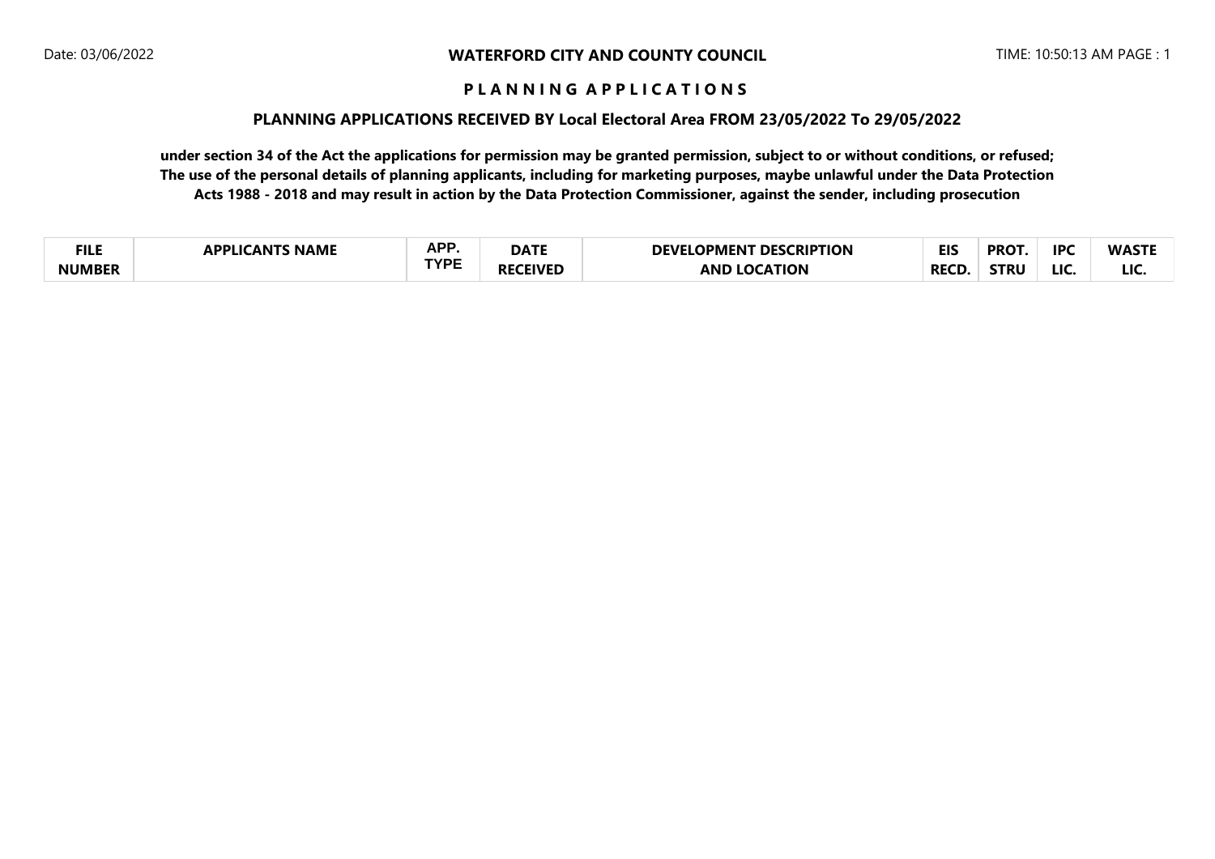# WATERFORD CITY AND COUNTY COUNCIL

Date: 03/06/2022 TIME: 10:50:13 AM

## P L A N N I N G A P P L I C A T I O N S

### PLANNING APPLICATIONS RECEIVED BY Local Electoral Area FROM 23/05/2022 To 29/05/2022

**under section 34 of the Act the applications for permission may be granted permission, subject to or without conditions, or refused; The use of the personal details of planning applicants, including for marketing purposes, maybe unlawful under the Data Protection Acts 1988 - 2018 and may result in action by the Data Protection Commissioner, against the sender, including prosecution**

| FILE NUMBER | APPLICANTS NAME | APP. TYPE | DATE RECEIVED | DEVELOPMENT DESCRIPTION AND LOCATION | EIS RECD. | PROT. STRU | IPC LIC. | WASTE LIC. |
|---|---|---|---|---|---|---|---|---|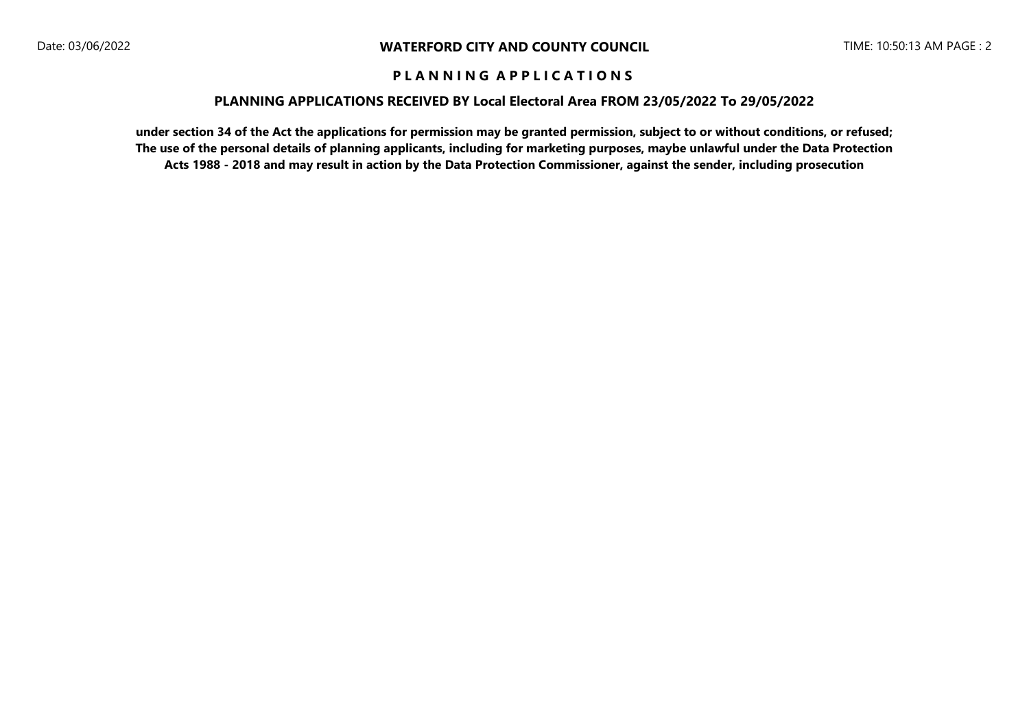**WATERFORD CITY AND COUNTY COUNCIL**

Date: 03/06/2022 TIME: 10:50:13 AM PAGE : 2

## P L A N N I N G A P P L I C A T I O N S

### PLANNING APPLICATIONS RECEIVED BY Local Electoral Area FROM 23/05/2022 To 29/05/2022

**under section 34 of the Act the applications for permission may be granted permission, subject to or without conditions, or refused; The use of the personal details of planning applicants, including for marketing purposes, maybe unlawful under the Data Protection Acts 1988 - 2018 and may result in action by the Data Protection Commissioner, against the sender, including prosecution**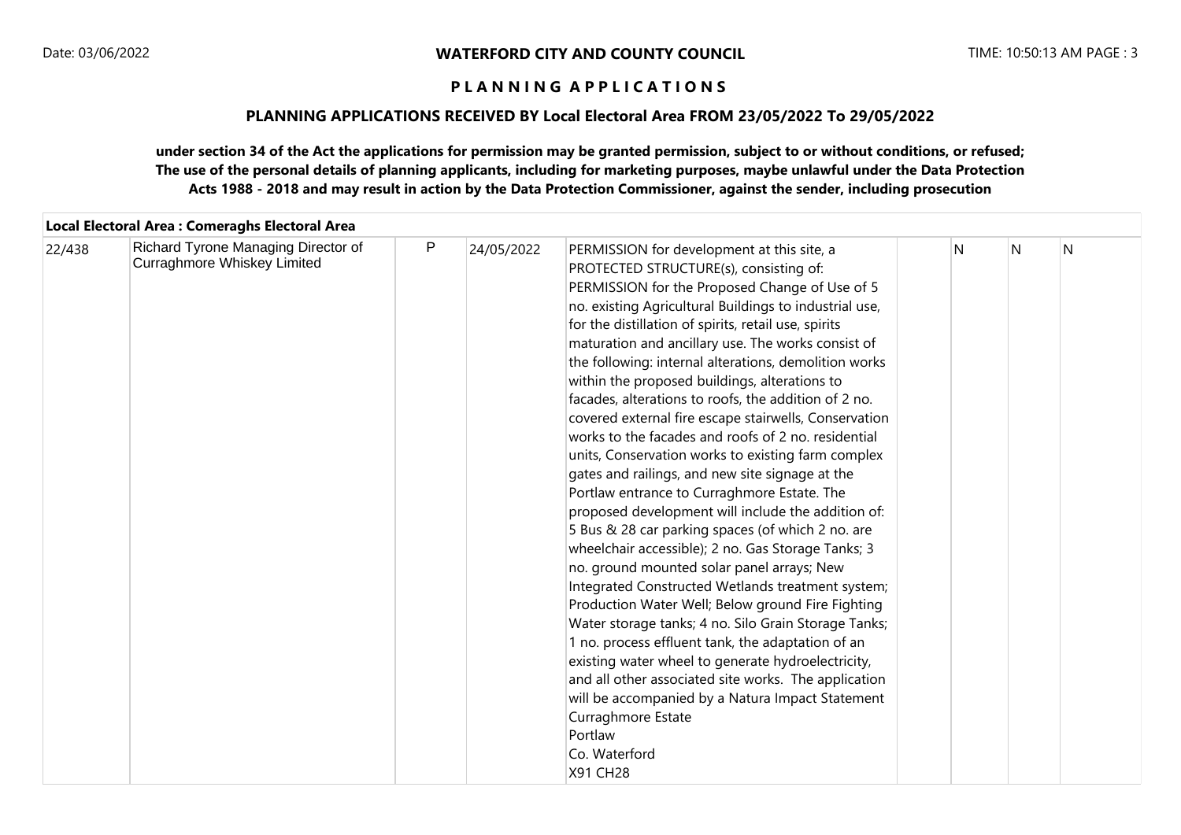**WATERFORD CITY AND COUNTY COUNCIL**

**P L A N N I N G  A P P L I C A T I O N S**

**PLANNING APPLICATIONS RECEIVED BY Local Electoral Area FROM 23/05/2022 To 29/05/2022**

**under section 34 of the Act the applications for permission may be granted permission, subject to or without conditions, or refused; The use of the personal details of planning applicants, including for marketing purposes, maybe unlawful under the Data Protection Acts 1988 - 2018 and may result in action by the Data Protection Commissioner, against the sender, including prosecution**

**Local Electoral Area : Comeraghs Electoral Area**

| | | | | | | | | |
|---|---|---|---|---|---|---|---|---|
| 22/438 | Richard Tyrone Managing Director of Curraghmore Whiskey Limited | P | 24/05/2022 | PERMISSION for development at this site, a PROTECTED STRUCTURE(s), consisting of: PERMISSION for the Proposed Change of Use of 5 no. existing Agricultural Buildings to industrial use, for the distillation of spirits, retail use, spirits maturation and ancillary use. The works consist of the following: internal alterations, demolition works within the proposed buildings, alterations to facades, alterations to roofs, the addition of 2 no. covered external fire escape stairwells, Conservation works to the facades and roofs of 2 no. residential units, Conservation works to existing farm complex gates and railings, and new site signage at the Portlaw entrance to Curraghmore Estate. The proposed development will include the addition of: 5 Bus & 28 car parking spaces (of which 2 no. are wheelchair accessible); 2 no. Gas Storage Tanks; 3 no. ground mounted solar panel arrays; New Integrated Constructed Wetlands treatment system; Production Water Well; Below ground Fire Fighting Water storage tanks; 4 no. Silo Grain Storage Tanks; 1 no. process effluent tank, the adaptation of an existing water wheel to generate hydroelectricity, and all other associated site works. The application will be accompanied by a Natura Impact Statement Curraghmore Estate Portlaw Co. Waterford X91 CH28 | | N | N | N |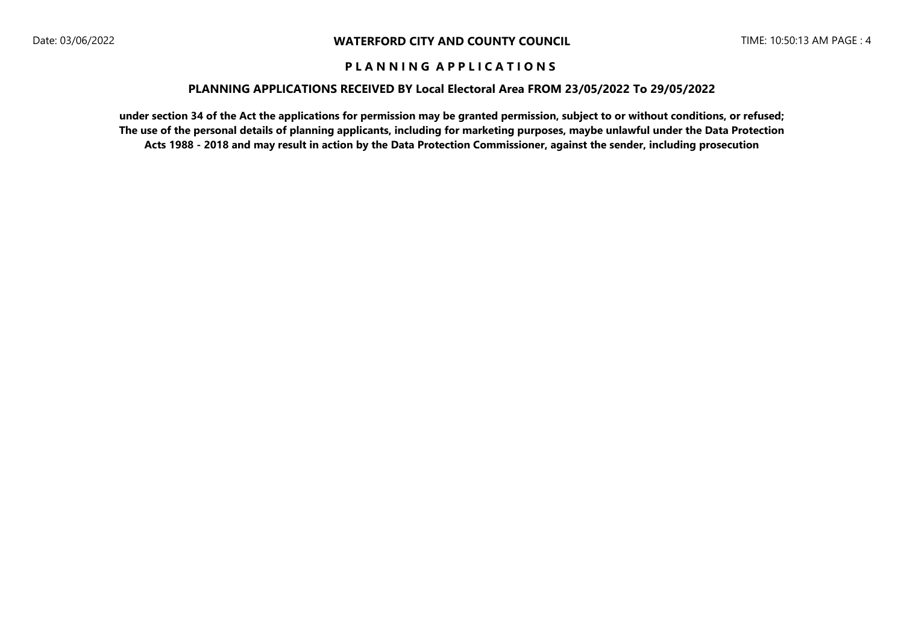# PLANNING APPLICATIONS

## PLANNING APPLICATIONS RECEIVED BY Local Electoral Area FROM 23/05/2022 To 29/05/2022

**under section 34 of the Act the applications for permission may be granted permission, subject to or without conditions, or refused; The use of the personal details of planning applicants, including for marketing purposes, maybe unlawful under the Data Protection Acts 1988 - 2018 and may result in action by the Data Protection Commissioner, against the sender, including prosecution**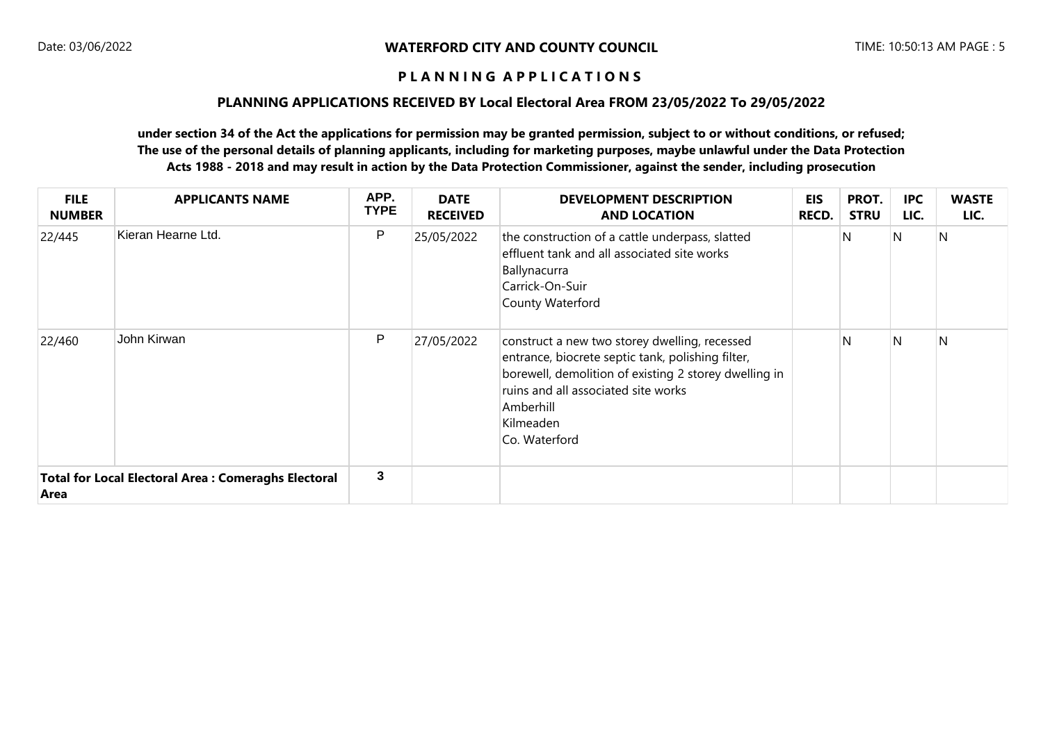**WATERFORD CITY AND COUNTY COUNCIL**

**P L A N N I N G A P P L I C A T I O N S**

**PLANNING APPLICATIONS RECEIVED BY Local Electoral Area FROM 23/05/2022 To 29/05/2022**

**under section 34 of the Act the applications for permission may be granted permission, subject to or without conditions, or refused; The use of the personal details of planning applicants, including for marketing purposes, maybe unlawful under the Data Protection Acts 1988 - 2018 and may result in action by the Data Protection Commissioner, against the sender, including prosecution**

| FILE NUMBER | APPLICANTS NAME | APP. TYPE | DATE RECEIVED | DEVELOPMENT DESCRIPTION AND LOCATION | EIS RECD. | PROT. STRU | IPC LIC. | WASTE LIC. |
|---|---|---|---|---|---|---|---|---|
| 22/445 | Kieran Hearne Ltd. | P | 25/05/2022 | the construction of a cattle underpass, slatted effluent tank and all associated site works<br>Ballynacurra<br>Carrick-On-Suir<br>County Waterford | | N | N | N |
| 22/460 | John Kirwan | P | 27/05/2022 | construct a new two storey dwelling, recessed entrance, biocrete septic tank, polishing filter, borewell, demolition of existing 2 storey dwelling in ruins and all associated site works<br>Amberhill<br>Kilmeaden<br>Co. Waterford | | N | N | N |
| **Total for Local Electoral Area : Comeraghs Electoral Area** | | 3 | | | | | | |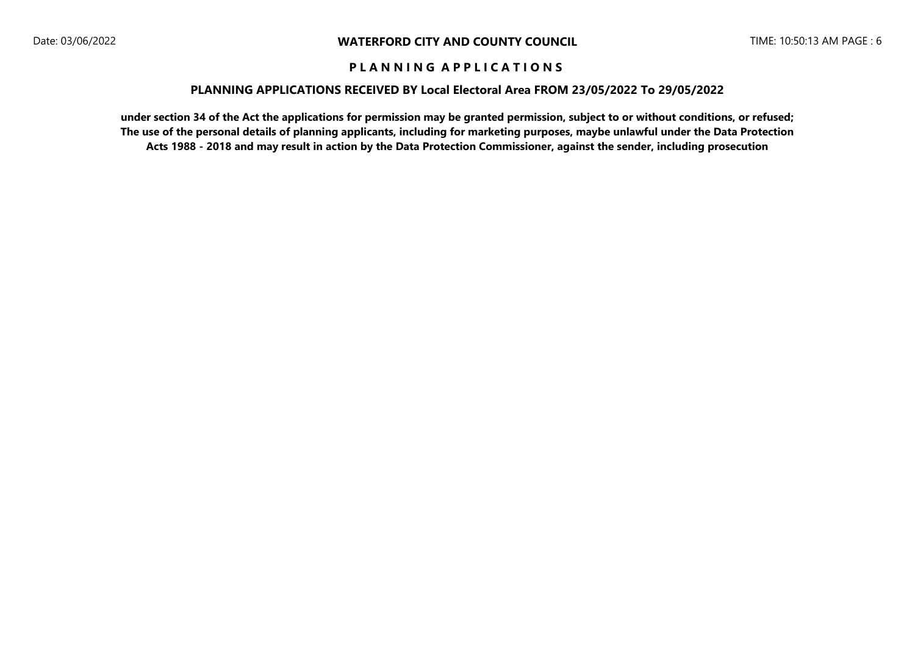## WATERFORD CITY AND COUNTY COUNCIL

### P L A N N I N G   A P P L I C A T I O N S

### PLANNING APPLICATIONS RECEIVED BY Local Electoral Area FROM 23/05/2022 To 29/05/2022

**under section 34 of the Act the applications for permission may be granted permission, subject to or without conditions, or refused; The use of the personal details of planning applicants, including for marketing purposes, maybe unlawful under the Data Protection Acts 1988 - 2018 and may result in action by the Data Protection Commissioner, against the sender, including prosecution**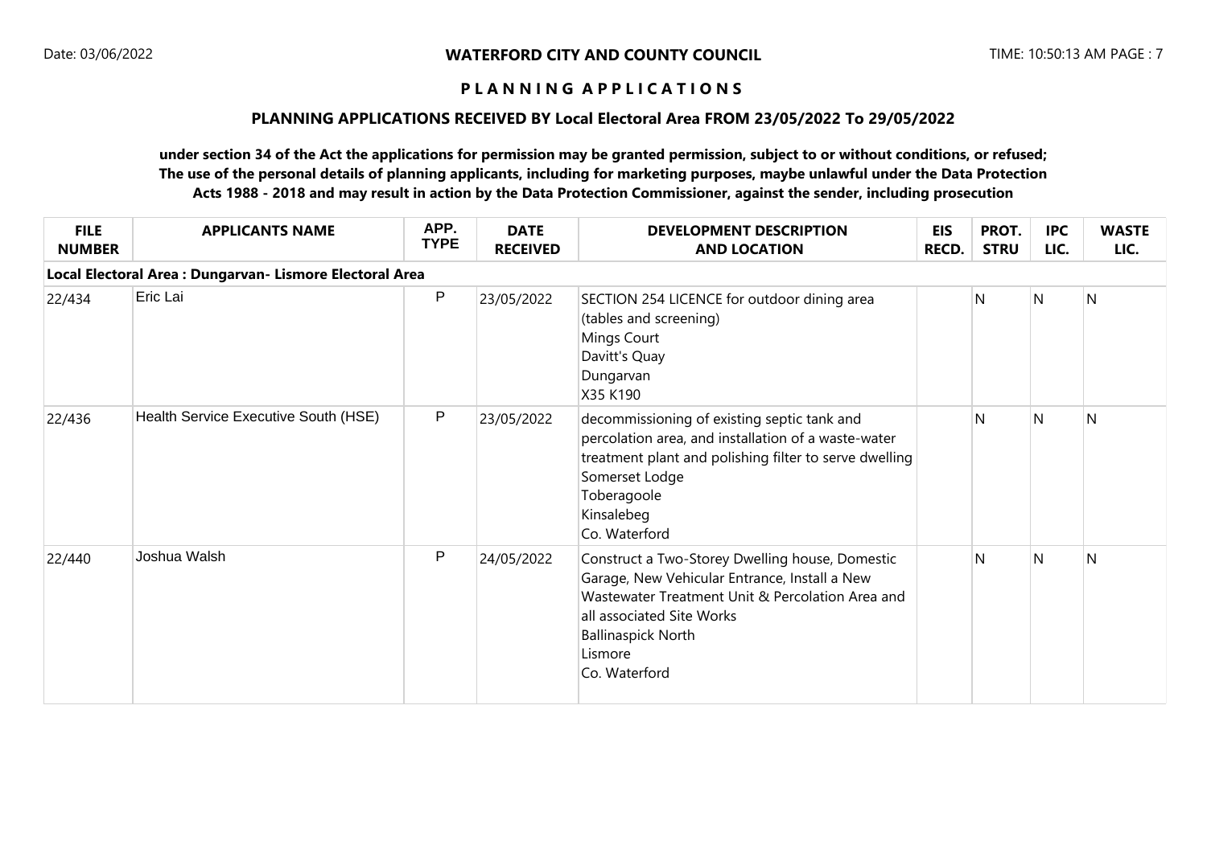**WATERFORD CITY AND COUNTY COUNCIL**

**P L A N N I N G A P P L I C A T I O N S**

**PLANNING APPLICATIONS RECEIVED BY Local Electoral Area FROM 23/05/2022 To 29/05/2022**

**under section 34 of the Act the applications for permission may be granted permission, subject to or without conditions, or refused; The use of the personal details of planning applicants, including for marketing purposes, maybe unlawful under the Data Protection Acts 1988 - 2018 and may result in action by the Data Protection Commissioner, against the sender, including prosecution**

| FILE NUMBER | APPLICANTS NAME | APP. TYPE | DATE RECEIVED | DEVELOPMENT DESCRIPTION AND LOCATION | EIS RECD. | PROT. STRU | IPC LIC. | WASTE LIC. |
|---|---|---|---|---|---|---|---|---|
| **Local Electoral Area : Dungarvan- Lismore Electoral Area** | | | | | | | | |
| 22/434 | Eric Lai | P | 23/05/2022 | SECTION 254 LICENCE for outdoor dining area (tables and screening)<br>Mings Court<br>Davitt's Quay<br>Dungarvan<br>X35 K190 | | N | N | N |
| 22/436 | Health Service Executive South (HSE) | P | 23/05/2022 | decommissioning of existing septic tank and percolation area, and installation of a waste-water treatment plant and polishing filter to serve dwelling<br>Somerset Lodge<br>Toberagoole<br>Kinsalebeg<br>Co. Waterford | | N | N | N |
| 22/440 | Joshua Walsh | P | 24/05/2022 | Construct a Two-Storey Dwelling house, Domestic Garage, New Vehicular Entrance, Install a New Wastewater Treatment Unit & Percolation Area and all associated Site Works<br>Ballinaspick North<br>Lismore<br>Co. Waterford | | N | N | N |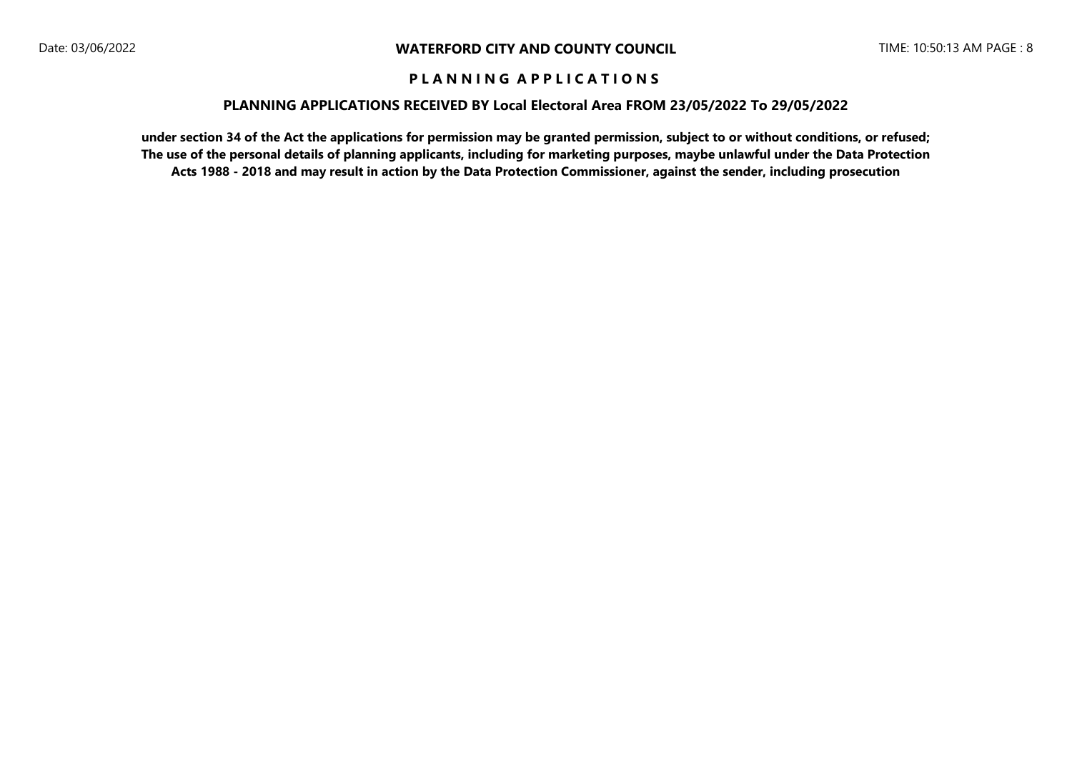# WATERFORD CITY AND COUNTY COUNCIL

## P L A N N I N G   A P P L I C A T I O N S

### PLANNING APPLICATIONS RECEIVED BY Local Electoral Area FROM 23/05/2022 To 29/05/2022

**under section 34 of the Act the applications for permission may be granted permission, subject to or without conditions, or refused; The use of the personal details of planning applicants, including for marketing purposes, maybe unlawful under the Data Protection Acts 1988 - 2018 and may result in action by the Data Protection Commissioner, against the sender, including prosecution**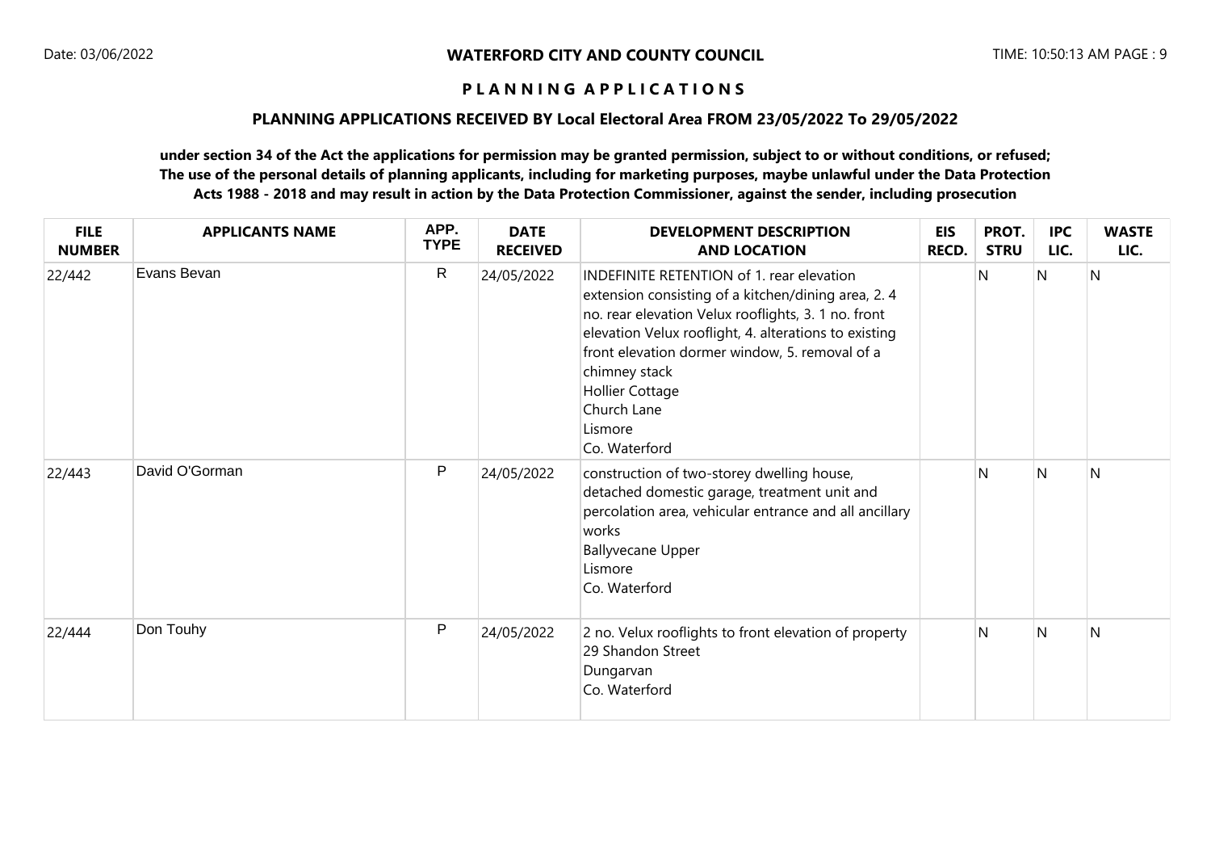**WATERFORD CITY AND COUNTY COUNCIL**

**P L A N N I N G   A P P L I C A T I O N S**

**PLANNING APPLICATIONS RECEIVED BY Local Electoral Area FROM 23/05/2022 To 29/05/2022**

**under section 34 of the Act the applications for permission may be granted permission, subject to or without conditions, or refused; The use of the personal details of planning applicants, including for marketing purposes, maybe unlawful under the Data Protection Acts 1988 - 2018 and may result in action by the Data Protection Commissioner, against the sender, including prosecution**

| FILE NUMBER | APPLICANTS NAME | APP. TYPE | DATE RECEIVED | DEVELOPMENT DESCRIPTION AND LOCATION | EIS RECD. | PROT. STRU | IPC LIC. | WASTE LIC. |
|---|---|---|---|---|---|---|---|---|
| 22/442 | Evans Bevan | R | 24/05/2022 | INDEFINITE RETENTION of 1. rear elevation extension consisting of a kitchen/dining area, 2. 4 no. rear elevation Velux rooflights, 3. 1 no. front elevation Velux rooflight, 4. alterations to existing front elevation dormer window, 5. removal of a chimney stack<br>Hollier Cottage<br>Church Lane<br>Lismore<br>Co. Waterford | | N | N | N |
| 22/443 | David O'Gorman | P | 24/05/2022 | construction of two-storey dwelling house, detached domestic garage, treatment unit and percolation area, vehicular entrance and all ancillary works<br>Ballyvecane Upper<br>Lismore<br>Co. Waterford | | N | N | N |
| 22/444 | Don Touhy | P | 24/05/2022 | 2 no. Velux rooflights to front elevation of property<br>29 Shandon Street<br>Dungarvan<br>Co. Waterford | | N | N | N |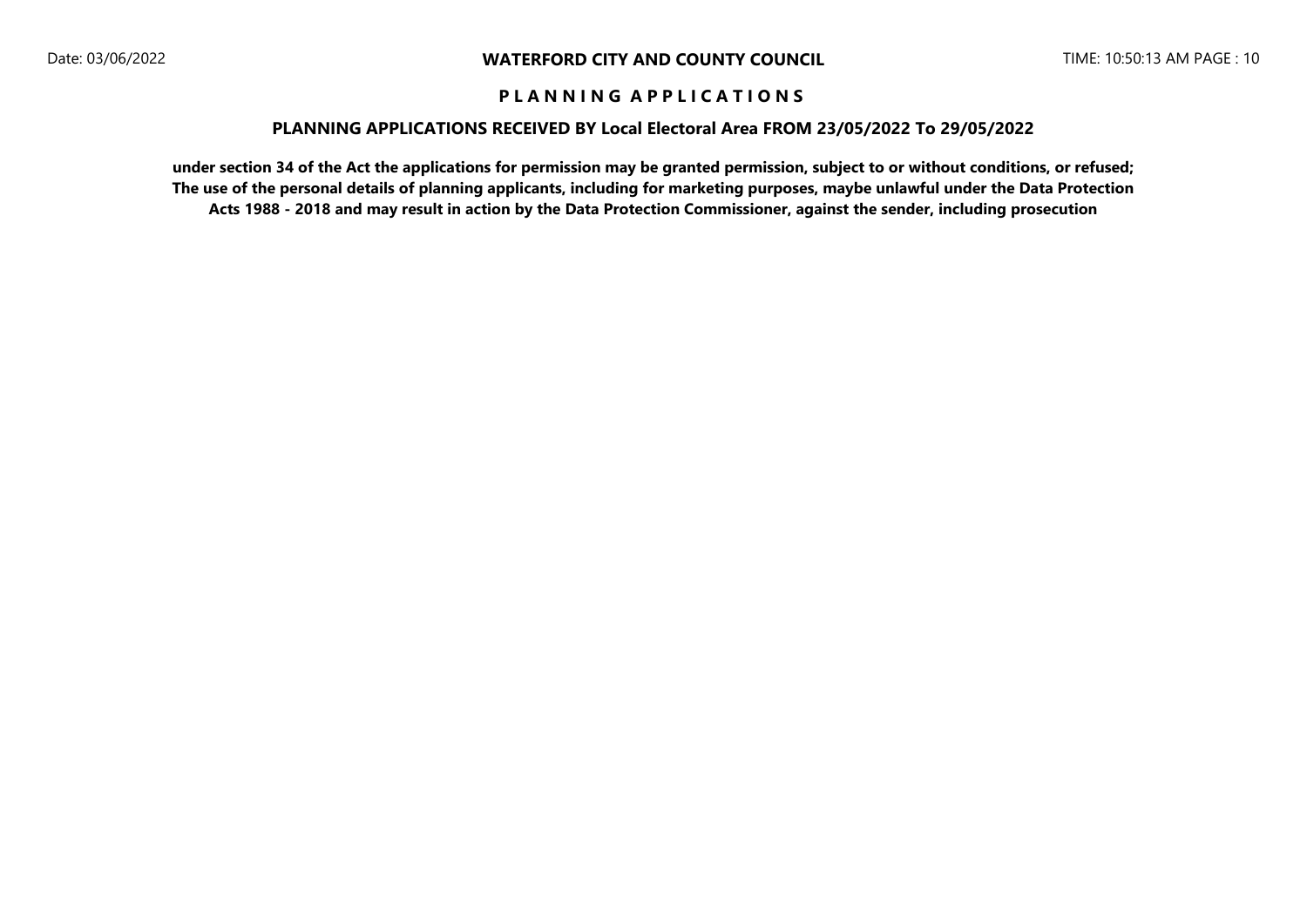**P L A N N I N G   A P P L I C A T I O N S**

**PLANNING APPLICATIONS RECEIVED BY Local Electoral Area FROM 23/05/2022 To 29/05/2022**

**under section 34 of the Act the applications for permission may be granted permission, subject to or without conditions, or refused; The use of the personal details of planning applicants, including for marketing purposes, maybe unlawful under the Data Protection Acts 1988 - 2018 and may result in action by the Data Protection Commissioner, against the sender, including prosecution**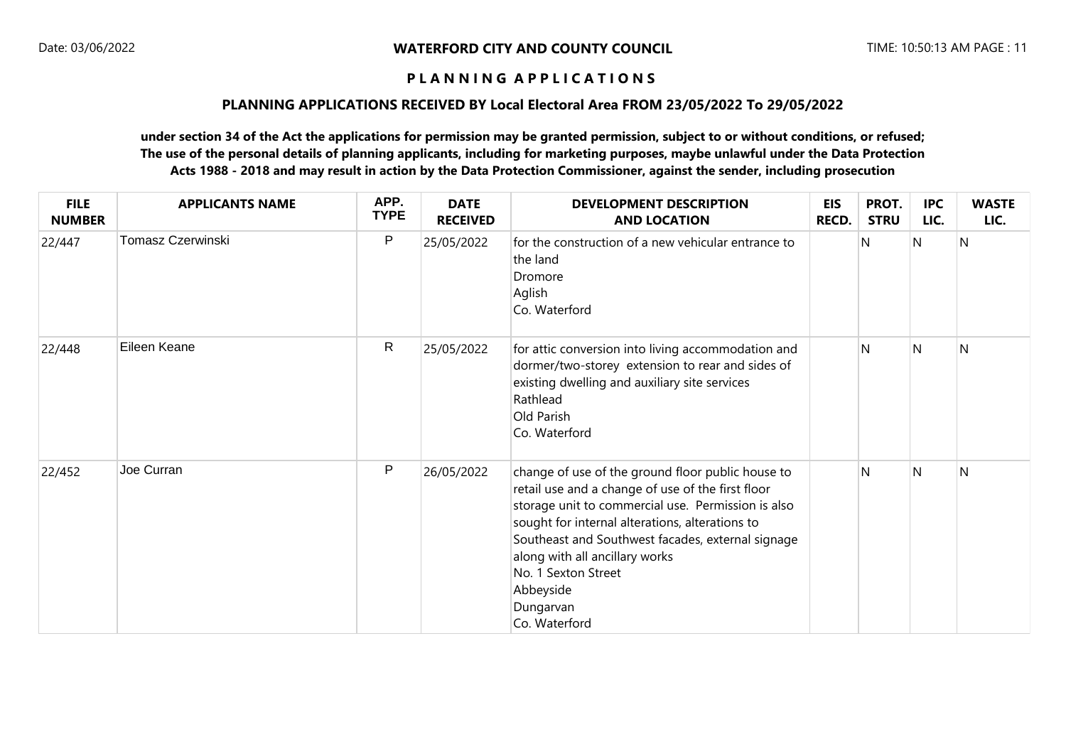# WATERFORD CITY AND COUNTY COUNCIL

## P L A N N I N G  A P P L I C A T I O N S

### PLANNING APPLICATIONS RECEIVED BY Local Electoral Area FROM 23/05/2022 To 29/05/2022

**under section 34 of the Act the applications for permission may be granted permission, subject to or without conditions, or refused; The use of the personal details of planning applicants, including for marketing purposes, maybe unlawful under the Data Protection Acts 1988 - 2018 and may result in action by the Data Protection Commissioner, against the sender, including prosecution**

| FILE NUMBER | APPLICANTS NAME | APP. TYPE | DATE RECEIVED | DEVELOPMENT DESCRIPTION AND LOCATION | EIS RECD. | PROT. STRU | IPC LIC. | WASTE LIC. |
|---|---|---|---|---|---|---|---|---|
| 22/447 | Tomasz Czerwinski | P | 25/05/2022 | for the construction of a new vehicular entrance to the land<br>Dromore<br>Aglish<br>Co. Waterford | | N | N | N |
| 22/448 | Eileen Keane | R | 25/05/2022 | for attic conversion into living accommodation and dormer/two-storey extension to rear and sides of existing dwelling and auxiliary site services<br>Rathlead<br>Old Parish<br>Co. Waterford | | N | N | N |
| 22/452 | Joe Curran | P | 26/05/2022 | change of use of the ground floor public house to retail use and a change of use of the first floor storage unit to commercial use. Permission is also sought for internal alterations, alterations to Southeast and Southwest facades, external signage along with all ancillary works<br>No. 1 Sexton Street<br>Abbeyside<br>Dungarvan<br>Co. Waterford | | N | N | N |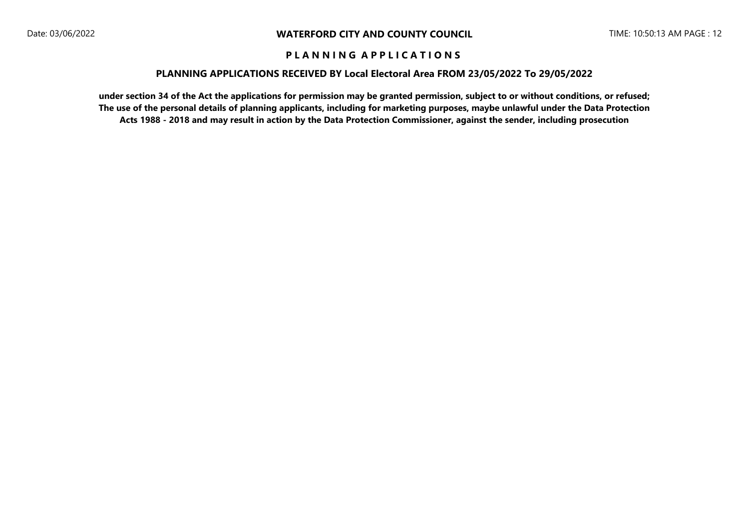# P L A N N I N G A P P L I C A T I O N S

## PLANNING APPLICATIONS RECEIVED BY Local Electoral Area FROM 23/05/2022 To 29/05/2022

**under section 34 of the Act the applications for permission may be granted permission, subject to or without conditions, or refused; The use of the personal details of planning applicants, including for marketing purposes, maybe unlawful under the Data Protection Acts 1988 - 2018 and may result in action by the Data Protection Commissioner, against the sender, including prosecution**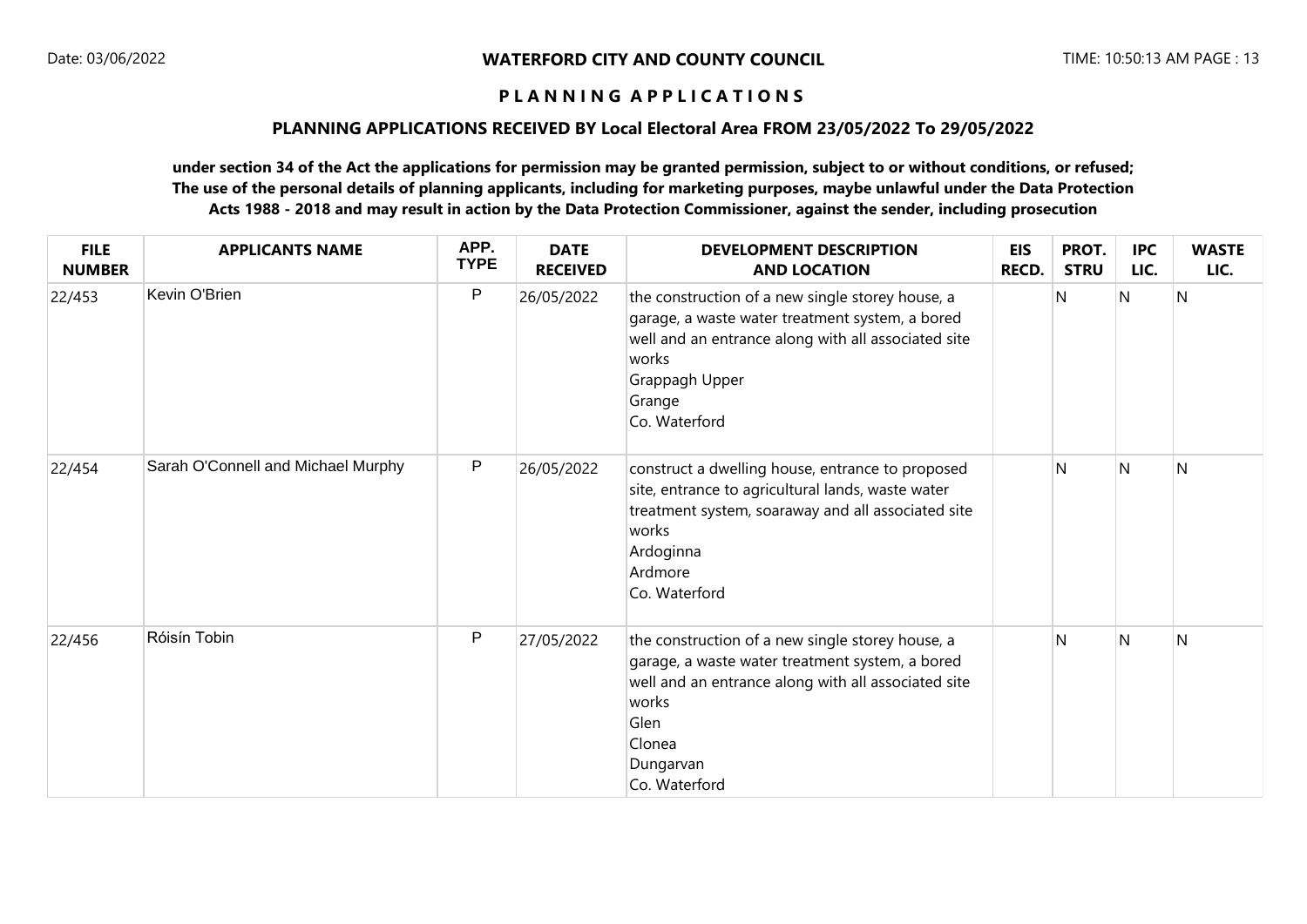**WATERFORD CITY AND COUNTY COUNCIL**

**P L A N N I N G A P P L I C A T I O N S**

**PLANNING APPLICATIONS RECEIVED BY Local Electoral Area FROM 23/05/2022 To 29/05/2022**

**under section 34 of the Act the applications for permission may be granted permission, subject to or without conditions, or refused; The use of the personal details of planning applicants, including for marketing purposes, maybe unlawful under the Data Protection Acts 1988 - 2018 and may result in action by the Data Protection Commissioner, against the sender, including prosecution**

| FILE NUMBER | APPLICANTS NAME | APP. TYPE | DATE RECEIVED | DEVELOPMENT DESCRIPTION AND LOCATION | EIS RECD. | PROT. STRU | IPC LIC. | WASTE LIC. |
|---|---|---|---|---|---|---|---|---|
| 22/453 | Kevin O'Brien | P | 26/05/2022 | the construction of a new single storey house, a garage, a waste water treatment system, a bored well and an entrance along with all associated site works<br>Grappagh Upper<br>Grange<br>Co. Waterford | | N | N | N |
| 22/454 | Sarah O'Connell and Michael Murphy | P | 26/05/2022 | construct a dwelling house, entrance to proposed site, entrance to agricultural lands, waste water treatment system, soaraway and all associated site works<br>Ardoginna<br>Ardmore<br>Co. Waterford | | N | N | N |
| 22/456 | Róisín Tobin | P | 27/05/2022 | the construction of a new single storey house, a garage, a waste water treatment system, a bored well and an entrance along with all associated site works<br>Glen<br>Clonea<br>Dungarvan<br>Co. Waterford | | N | N | N |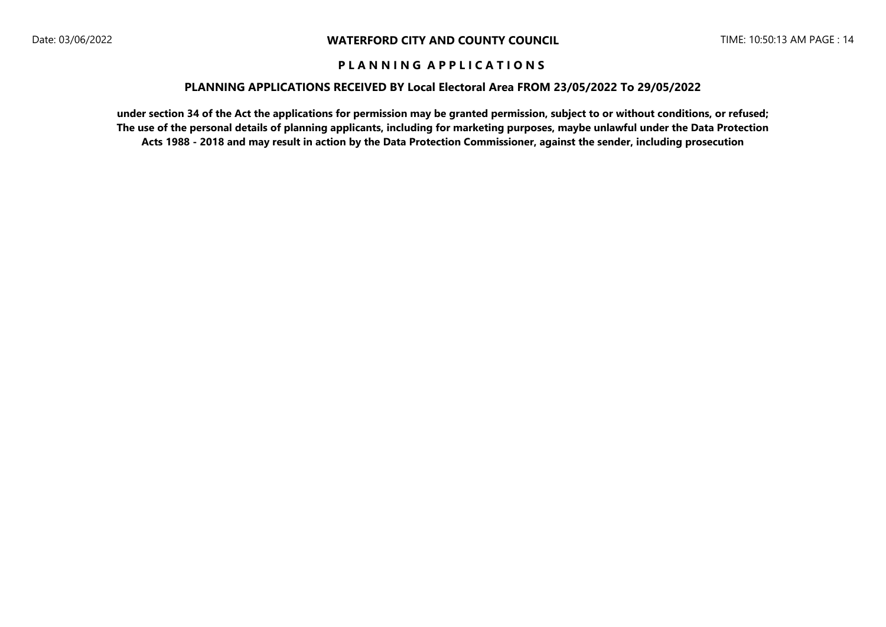**WATERFORD CITY AND COUNTY COUNCIL**

# P L A N N I N G A P P L I C A T I O N S

## PLANNING APPLICATIONS RECEIVED BY Local Electoral Area FROM 23/05/2022 To 29/05/2022

**under section 34 of the Act the applications for permission may be granted permission, subject to or without conditions, or refused; The use of the personal details of planning applicants, including for marketing purposes, maybe unlawful under the Data Protection Acts 1988 - 2018 and may result in action by the Data Protection Commissioner, against the sender, including prosecution**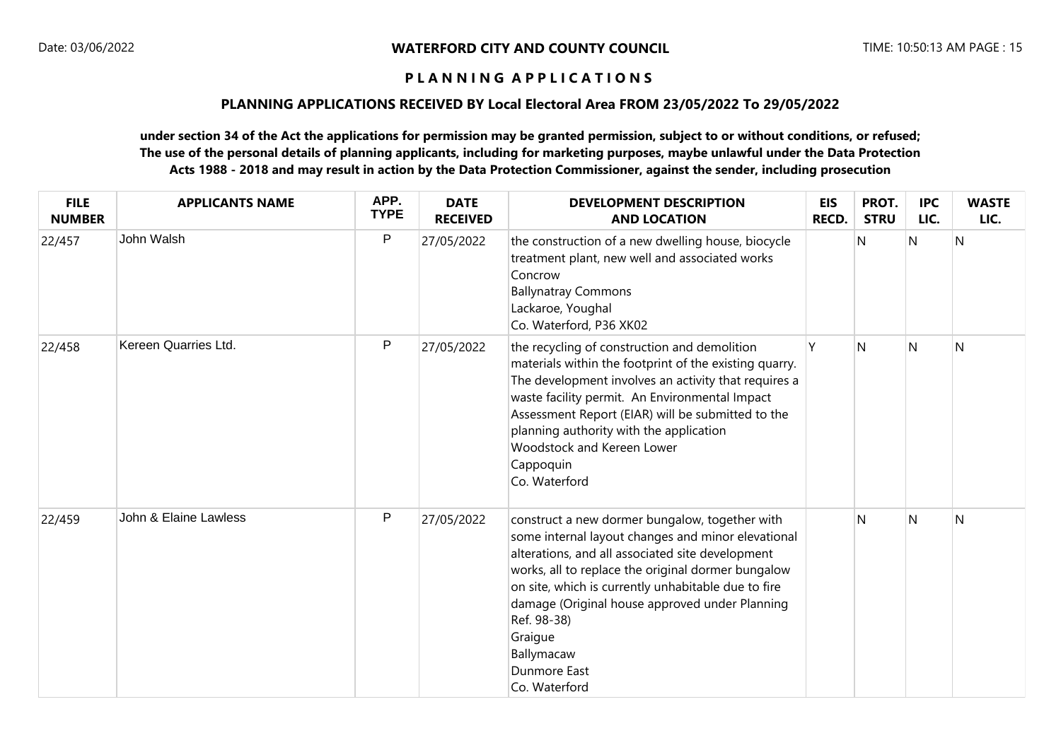**WATERFORD CITY AND COUNTY COUNCIL**

**P L A N N I N G   A P P L I C A T I O N S**

**PLANNING APPLICATIONS RECEIVED BY Local Electoral Area FROM 23/05/2022 To 29/05/2022**

**under section 34 of the Act the applications for permission may be granted permission, subject to or without conditions, or refused; The use of the personal details of planning applicants, including for marketing purposes, maybe unlawful under the Data Protection Acts 1988 - 2018 and may result in action by the Data Protection Commissioner, against the sender, including prosecution**

| FILE NUMBER | APPLICANTS NAME | APP. TYPE | DATE RECEIVED | DEVELOPMENT DESCRIPTION AND LOCATION | EIS RECD. | PROT. STRU | IPC LIC. | WASTE LIC. |
|---|---|---|---|---|---|---|---|---|
| 22/457 | John Walsh | P | 27/05/2022 | the construction of a new dwelling house, biocycle treatment plant, new well and associated works<br>Concrow<br>Ballynatray Commons<br>Lackaroe, Youghal<br>Co. Waterford, P36 XK02 | | N | N | N |
| 22/458 | Kereen Quarries Ltd. | P | 27/05/2022 | the recycling of construction and demolition materials within the footprint of the existing quarry. The development involves an activity that requires a waste facility permit. An Environmental Impact Assessment Report (EIAR) will be submitted to the planning authority with the application<br>Woodstock and Kereen Lower<br>Cappoquin<br>Co. Waterford | Y | N | N | N |
| 22/459 | John & Elaine Lawless | P | 27/05/2022 | construct a new dormer bungalow, together with some internal layout changes and minor elevational alterations, and all associated site development works, all to replace the original dormer bungalow on site, which is currently unhabitable due to fire damage (Original house approved under Planning Ref. 98-38)<br>Graigue<br>Ballymacaw<br>Dunmore East<br>Co. Waterford | | N | N | N |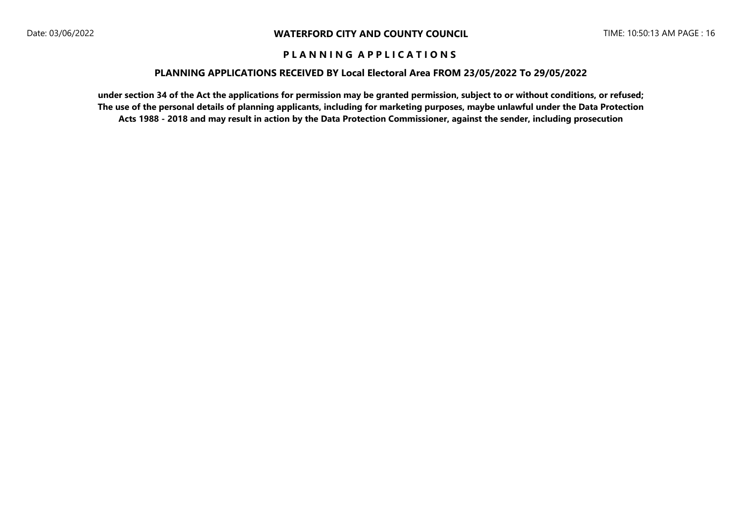# WATERFORD CITY AND COUNTY COUNCIL

## P L A N N I N G  A P P L I C A T I O N S

### PLANNING APPLICATIONS RECEIVED BY Local Electoral Area FROM 23/05/2022 To 29/05/2022

**under section 34 of the Act the applications for permission may be granted permission, subject to or without conditions, or refused; The use of the personal details of planning applicants, including for marketing purposes, maybe unlawful under the Data Protection Acts 1988 - 2018 and may result in action by the Data Protection Commissioner, against the sender, including prosecution**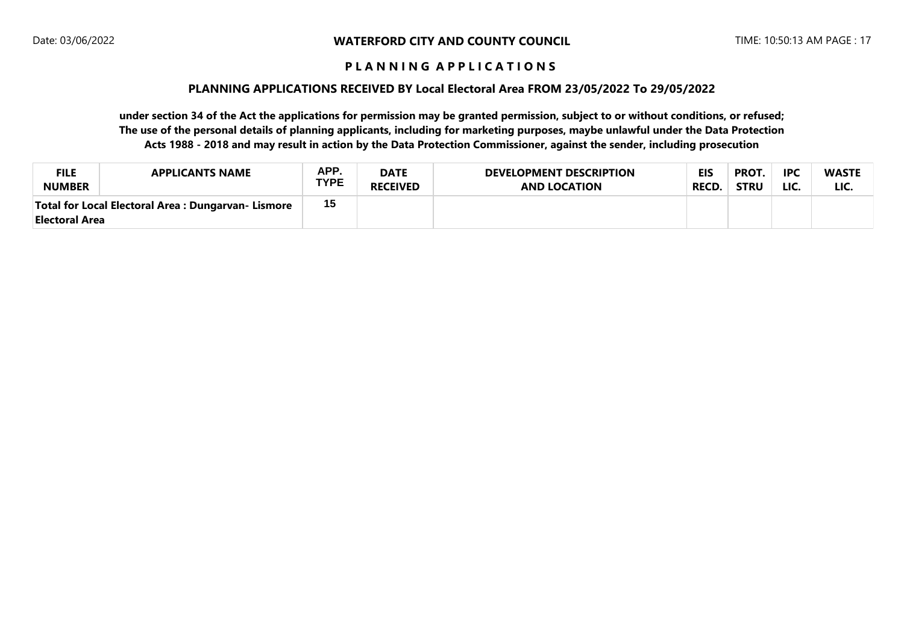**WATERFORD CITY AND COUNTY COUNCIL**

**P L A N N I N G A P P L I C A T I O N S**

**PLANNING APPLICATIONS RECEIVED BY Local Electoral Area FROM 23/05/2022 To 29/05/2022**

**under section 34 of the Act the applications for permission may be granted permission, subject to or without conditions, or refused; The use of the personal details of planning applicants, including for marketing purposes, maybe unlawful under the Data Protection Acts 1988 - 2018 and may result in action by the Data Protection Commissioner, against the sender, including prosecution**

| FILE NUMBER | APPLICANTS NAME | APP. TYPE | DATE RECEIVED | DEVELOPMENT DESCRIPTION AND LOCATION | EIS RECD. | PROT. STRU | IPC LIC. | WASTE LIC. |
|---|---|---|---|---|---|---|---|---|
| **Total for Local Electoral Area : Dungarvan- Lismore Electoral Area** | | 15 | | | | | | |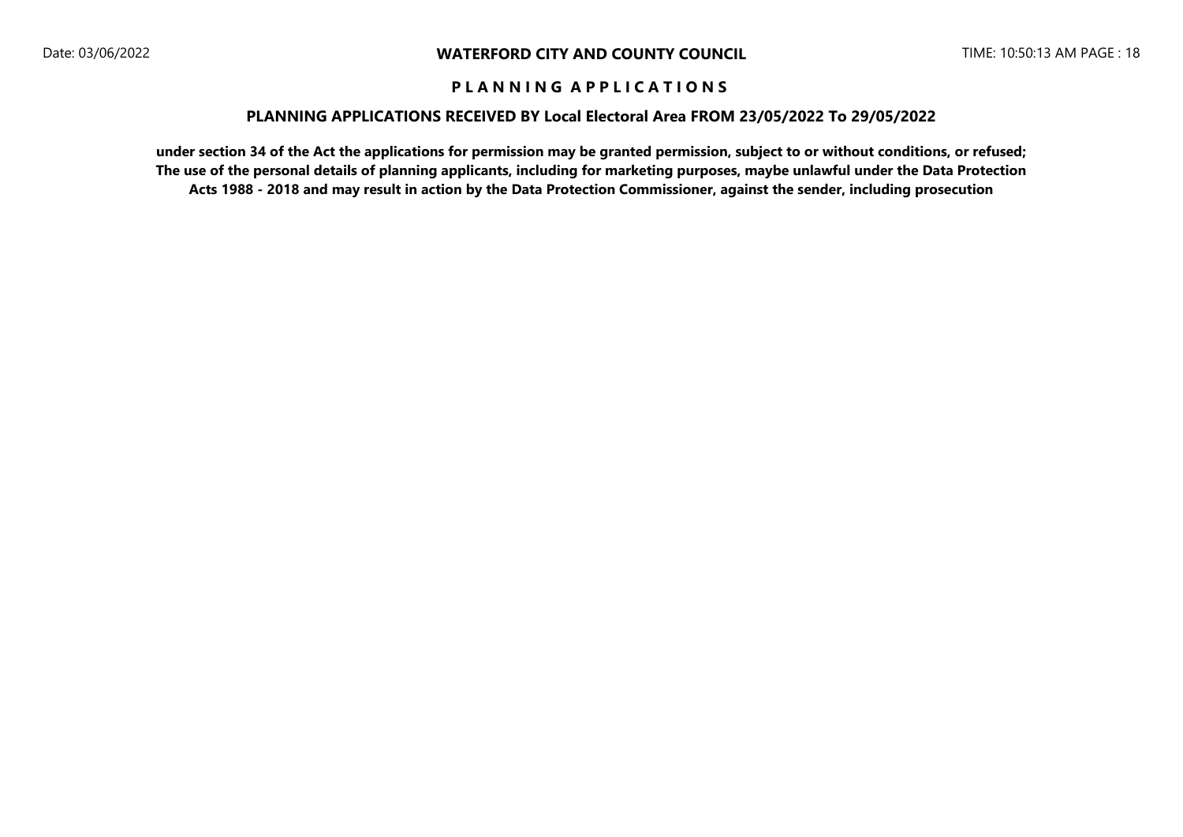# WATERFORD CITY AND COUNTY COUNCIL

## P L A N N I N G   A P P L I C A T I O N S

### PLANNING APPLICATIONS RECEIVED BY Local Electoral Area FROM 23/05/2022 To 29/05/2022

**under section 34 of the Act the applications for permission may be granted permission, subject to or without conditions, or refused; The use of the personal details of planning applicants, including for marketing purposes, maybe unlawful under the Data Protection Acts 1988 - 2018 and may result in action by the Data Protection Commissioner, against the sender, including prosecution**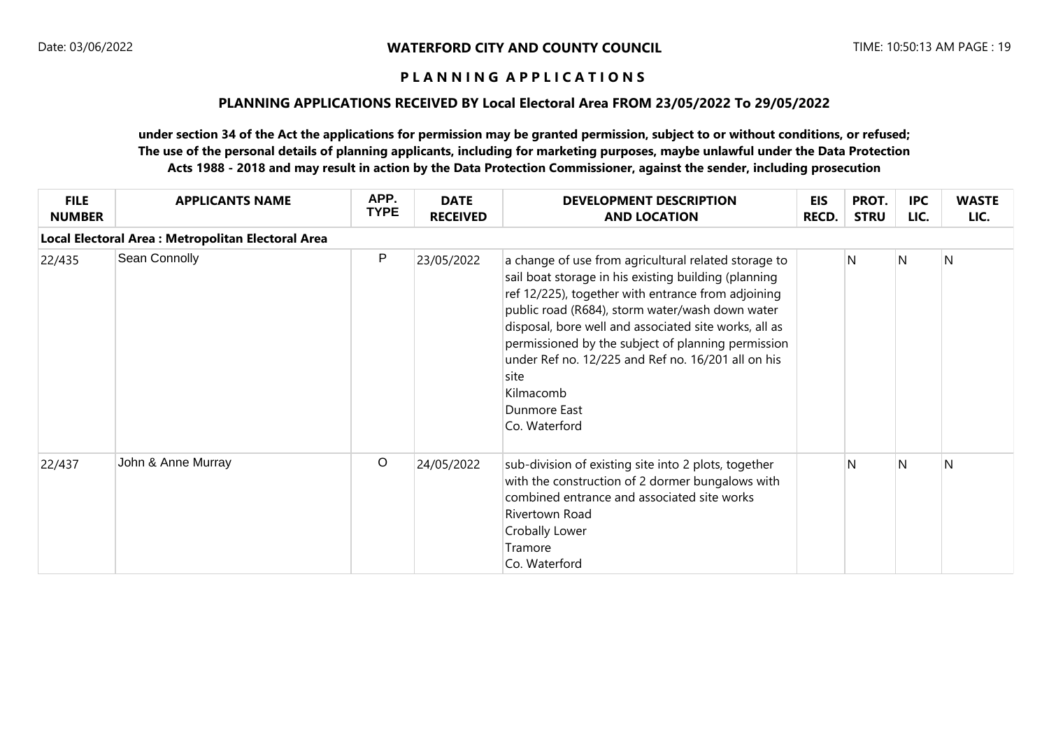**WATERFORD CITY AND COUNTY COUNCIL**

**P L A N N I N G A P P L I C A T I O N S**

**PLANNING APPLICATIONS RECEIVED BY Local Electoral Area FROM 23/05/2022 To 29/05/2022**

**under section 34 of the Act the applications for permission may be granted permission, subject to or without conditions, or refused; The use of the personal details of planning applicants, including for marketing purposes, maybe unlawful under the Data Protection Acts 1988 - 2018 and may result in action by the Data Protection Commissioner, against the sender, including prosecution**

| FILE NUMBER | APPLICANTS NAME | APP. TYPE | DATE RECEIVED | DEVELOPMENT DESCRIPTION AND LOCATION | EIS RECD. | PROT. STRU | IPC LIC. | WASTE LIC. |
|---|---|---|---|---|---|---|---|---|
| **Local Electoral Area : Metropolitan Electoral Area** | | | | | | | | |
| 22/435 | Sean Connolly | P | 23/05/2022 | a change of use from agricultural related storage to sail boat storage in his existing building (planning ref 12/225), together with entrance from adjoining public road (R684), storm water/wash down water disposal, bore well and associated site works, all as permissioned by the subject of planning permission under Ref no. 12/225 and Ref no. 16/201 all on his site<br>Kilmacomb<br>Dunmore East<br>Co. Waterford | | N | N | N |
| 22/437 | John & Anne Murray | O | 24/05/2022 | sub-division of existing site into 2 plots, together with the construction of 2 dormer bungalows with combined entrance and associated site works<br>Rivertown Road<br>Crobally Lower<br>Tramore<br>Co. Waterford | | N | N | N |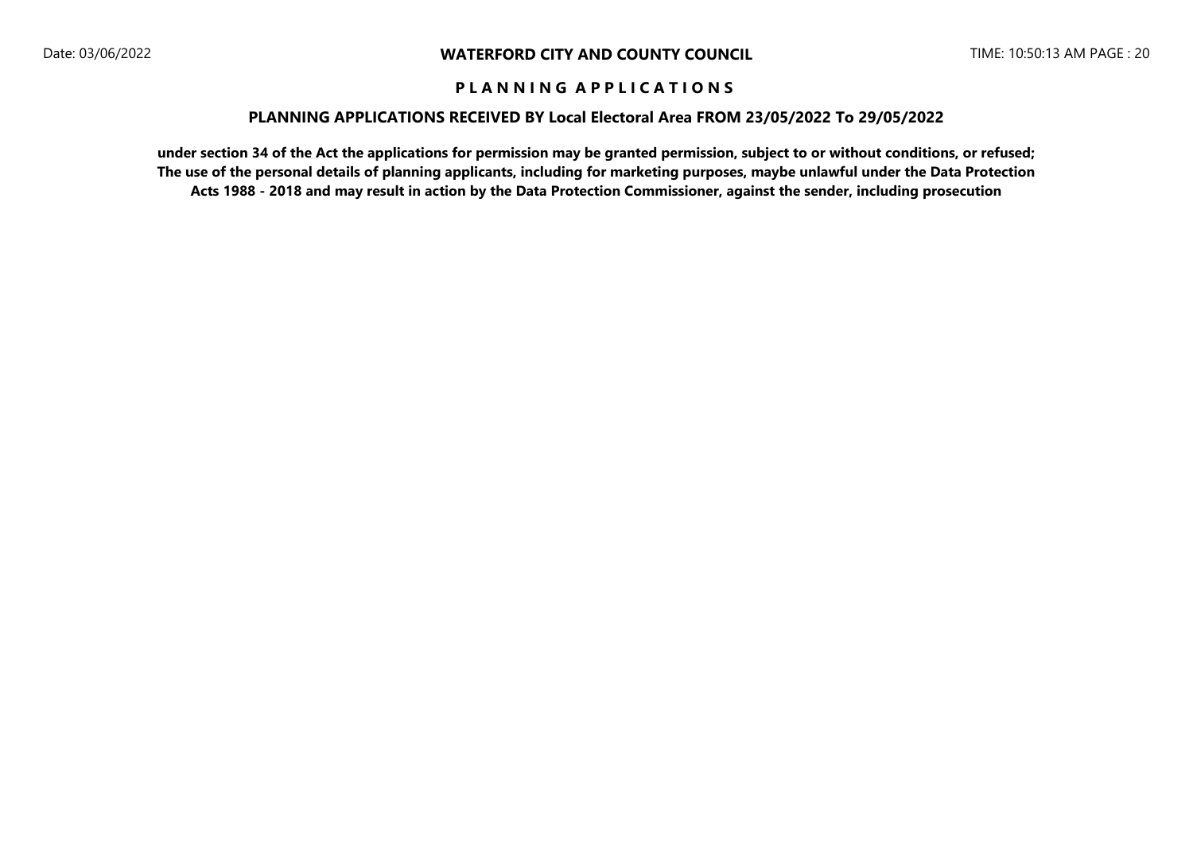# WATERFORD CITY AND COUNTY COUNCIL

## P L A N N I N G   A P P L I C A T I O N S

### PLANNING APPLICATIONS RECEIVED BY Local Electoral Area FROM 23/05/2022 To 29/05/2022

**under section 34 of the Act the applications for permission may be granted permission, subject to or without conditions, or refused; The use of the personal details of planning applicants, including for marketing purposes, maybe unlawful under the Data Protection Acts 1988 - 2018 and may result in action by the Data Protection Commissioner, against the sender, including prosecution**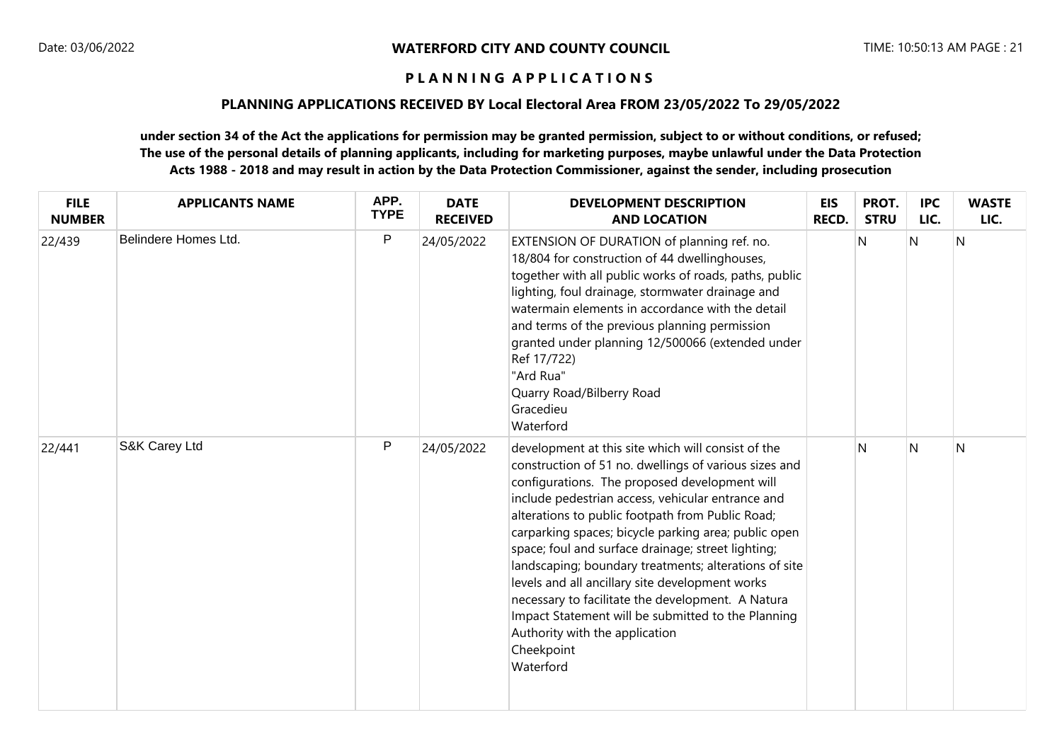**WATERFORD CITY AND COUNTY COUNCIL**

**P L A N N I N G A P P L I C A T I O N S**

**PLANNING APPLICATIONS RECEIVED BY Local Electoral Area FROM 23/05/2022 To 29/05/2022**

**under section 34 of the Act the applications for permission may be granted permission, subject to or without conditions, or refused; The use of the personal details of planning applicants, including for marketing purposes, maybe unlawful under the Data Protection Acts 1988 - 2018 and may result in action by the Data Protection Commissioner, against the sender, including prosecution**

| FILE NUMBER | APPLICANTS NAME | APP. TYPE | DATE RECEIVED | DEVELOPMENT DESCRIPTION AND LOCATION | EIS RECD. | PROT. STRU | IPC LIC. | WASTE LIC. |
|---|---|---|---|---|---|---|---|---|
| 22/439 | Belindere Homes Ltd. | P | 24/05/2022 | EXTENSION OF DURATION of planning ref. no. 18/804 for construction of 44 dwellinghouses, together with all public works of roads, paths, public lighting, foul drainage, stormwater drainage and watermain elements in accordance with the detail and terms of the previous planning permission granted under planning 12/500066 (extended under Ref 17/722) "Ard Rua" Quarry Road/Bilberry Road Gracedieu Waterford | | N | N | N |
| 22/441 | S&K Carey Ltd | P | 24/05/2022 | development at this site which will consist of the construction of 51 no. dwellings of various sizes and configurations. The proposed development will include pedestrian access, vehicular entrance and alterations to public footpath from Public Road; carparking spaces; bicycle parking area; public open space; foul and surface drainage; street lighting; landscaping; boundary treatments; alterations of site levels and all ancillary site development works necessary to facilitate the development. A Natura Impact Statement will be submitted to the Planning Authority with the application Cheekpoint Waterford | | N | N | N |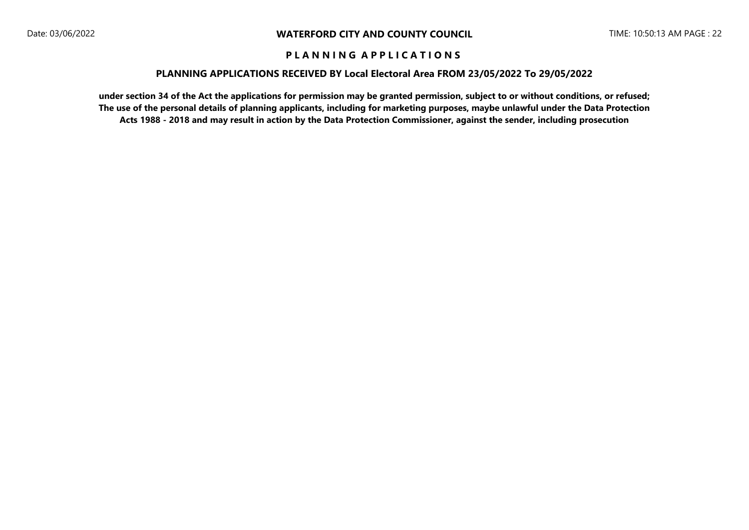# WATERFORD CITY AND COUNTY COUNCIL

## P L A N N I N G   A P P L I C A T I O N S

### PLANNING APPLICATIONS RECEIVED BY Local Electoral Area FROM 23/05/2022 To 29/05/2022

**under section 34 of the Act the applications for permission may be granted permission, subject to or without conditions, or refused; The use of the personal details of planning applicants, including for marketing purposes, maybe unlawful under the Data Protection Acts 1988 - 2018 and may result in action by the Data Protection Commissioner, against the sender, including prosecution**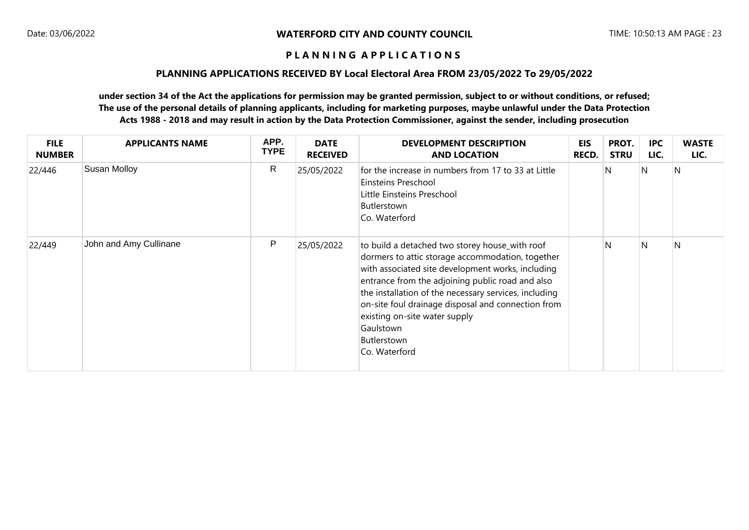**WATERFORD CITY AND COUNTY COUNCIL**

**P L A N N I N G   A P P L I C A T I O N S**

**PLANNING APPLICATIONS RECEIVED BY Local Electoral Area FROM 23/05/2022 To 29/05/2022**

**under section 34 of the Act the applications for permission may be granted permission, subject to or without conditions, or refused; The use of the personal details of planning applicants, including for marketing purposes, maybe unlawful under the Data Protection Acts 1988 - 2018 and may result in action by the Data Protection Commissioner, against the sender, including prosecution**

| FILE NUMBER | APPLICANTS NAME | APP. TYPE | DATE RECEIVED | DEVELOPMENT DESCRIPTION AND LOCATION | EIS RECD. | PROT. STRU | IPC LIC. | WASTE LIC. |
|---|---|---|---|---|---|---|---|---|
| 22/446 | Susan Molloy | R | 25/05/2022 | for the increase in numbers from 17 to 33 at Little Einsteins Preschool<br>Little Einsteins Preschool<br>Butlerstown<br>Co. Waterford | | N | N | N |
| 22/449 | John and Amy Cullinane | P | 25/05/2022 | to build a detached two storey house_with roof dormers to attic storage accommodation, together with associated site development works, including entrance from the adjoining public road and also the installation of the necessary services, including on-site foul drainage disposal and connection from existing on-site water supply<br>Gaulstown<br>Butlerstown<br>Co. Waterford | | N | N | N |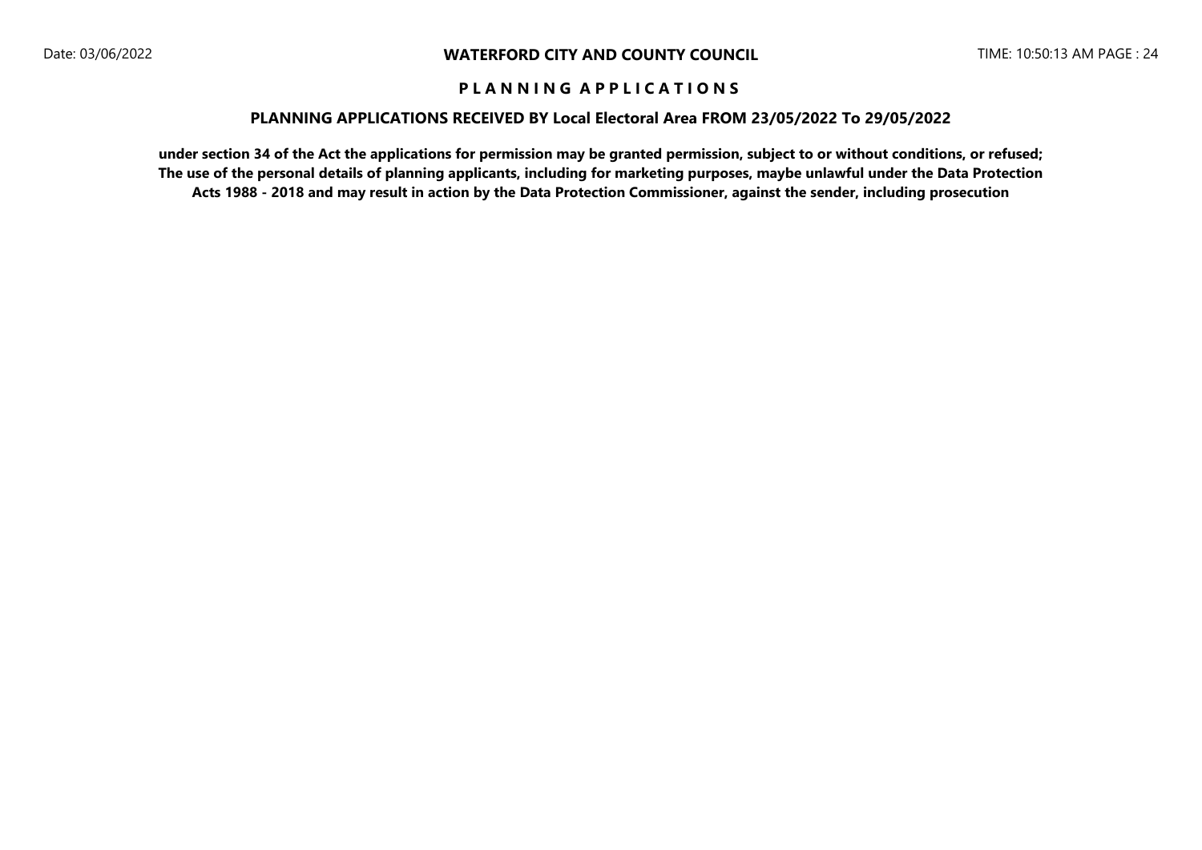**WATERFORD CITY AND COUNTY COUNCIL**

**P L A N N I N G A P P L I C A T I O N S**

**PLANNING APPLICATIONS RECEIVED BY Local Electoral Area FROM 23/05/2022 To 29/05/2022**

**under section 34 of the Act the applications for permission may be granted permission, subject to or without conditions, or refused; The use of the personal details of planning applicants, including for marketing purposes, maybe unlawful under the Data Protection Acts 1988 - 2018 and may result in action by the Data Protection Commissioner, against the sender, including prosecution**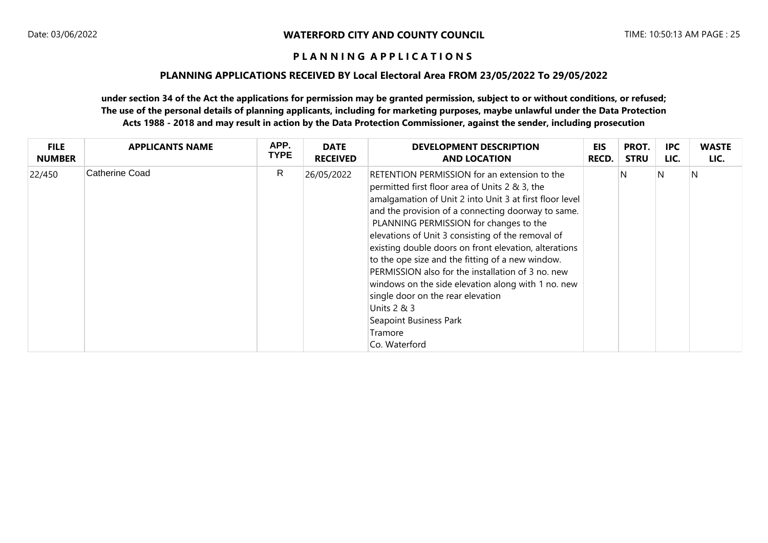**WATERFORD CITY AND COUNTY COUNCIL**

**P L A N N I N G A P P L I C A T I O N S**

**PLANNING APPLICATIONS RECEIVED BY Local Electoral Area FROM 23/05/2022 To 29/05/2022**

**under section 34 of the Act the applications for permission may be granted permission, subject to or without conditions, or refused; The use of the personal details of planning applicants, including for marketing purposes, maybe unlawful under the Data Protection Acts 1988 - 2018 and may result in action by the Data Protection Commissioner, against the sender, including prosecution**

| FILE NUMBER | APPLICANTS NAME | APP. TYPE | DATE RECEIVED | DEVELOPMENT DESCRIPTION AND LOCATION | EIS RECD. | PROT. STRU | IPC LIC. | WASTE LIC. |
|---|---|---|---|---|---|---|---|---|
| 22/450 | Catherine Coad | R | 26/05/2022 | RETENTION PERMISSION for an extension to the permitted first floor area of Units 2 & 3, the amalgamation of Unit 2 into Unit 3 at first floor level and the provision of a connecting doorway to same. PLANNING PERMISSION for changes to the elevations of Unit 3 consisting of the removal of existing double doors on front elevation, alterations to the ope size and the fitting of a new window. PERMISSION also for the installation of 3 no. new windows on the side elevation along with 1 no. new single door on the rear elevation<br>Units 2 & 3<br>Seapoint Business Park<br>Tramore<br>Co. Waterford | | N | N | N |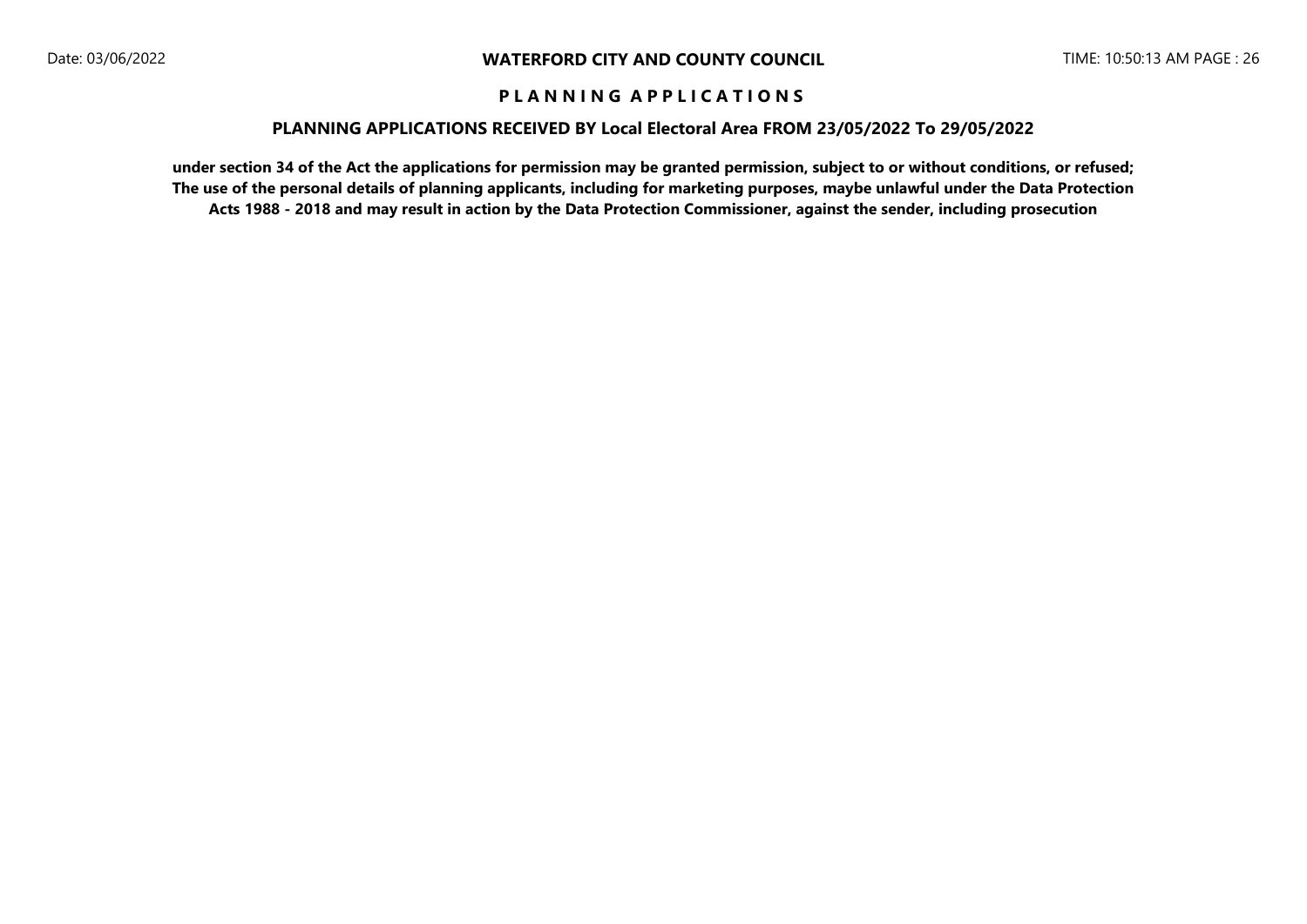# WATERFORD CITY AND COUNTY COUNCIL

## P L A N N I N G   A P P L I C A T I O N S

### PLANNING APPLICATIONS RECEIVED BY Local Electoral Area FROM 23/05/2022 To 29/05/2022

**under section 34 of the Act the applications for permission may be granted permission, subject to or without conditions, or refused; The use of the personal details of planning applicants, including for marketing purposes, maybe unlawful under the Data Protection Acts 1988 - 2018 and may result in action by the Data Protection Commissioner, against the sender, including prosecution**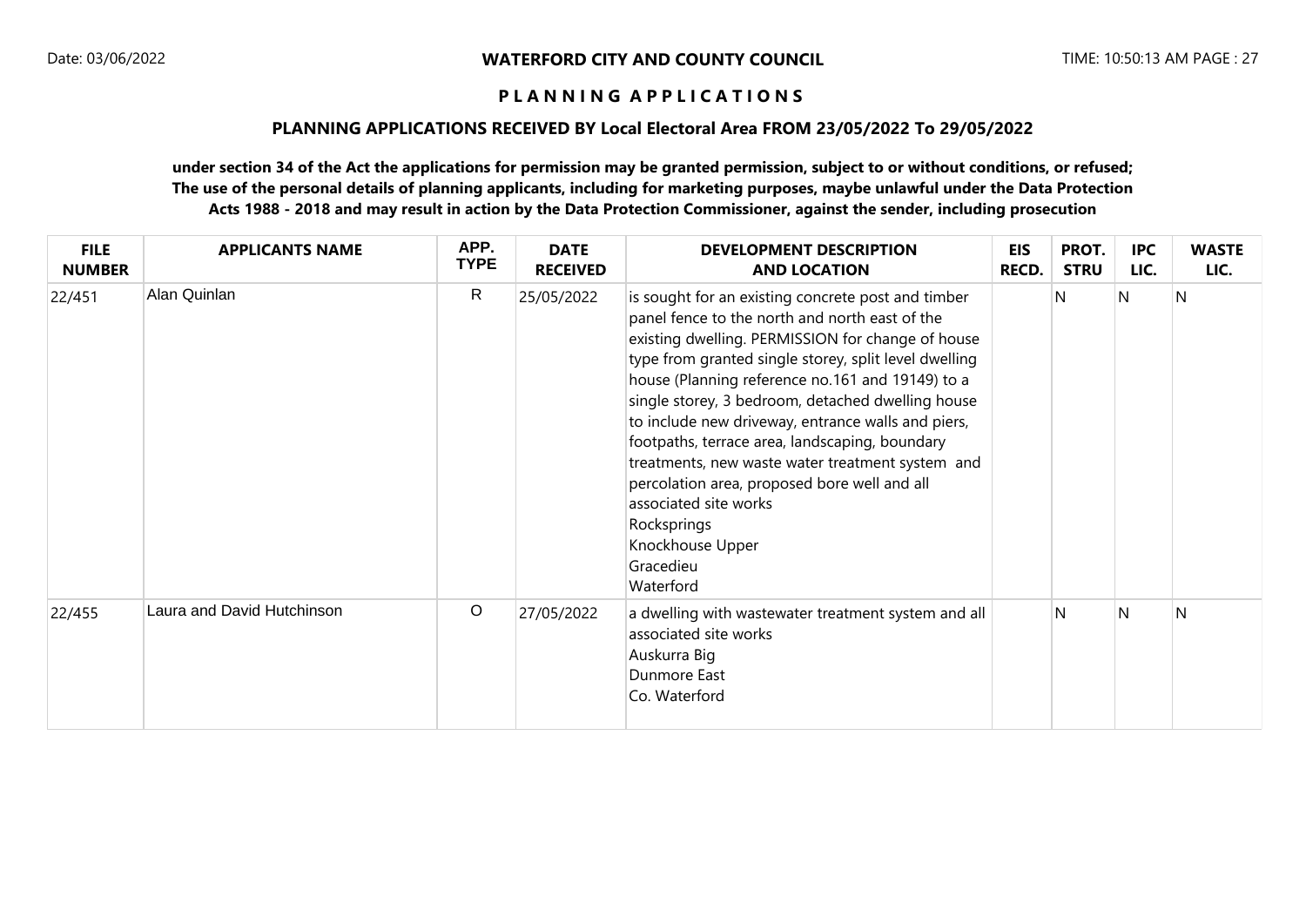**WATERFORD CITY AND COUNTY COUNCIL**

**P L A N N I N G A P P L I C A T I O N S**

**PLANNING APPLICATIONS RECEIVED BY Local Electoral Area FROM 23/05/2022 To 29/05/2022**

**under section 34 of the Act the applications for permission may be granted permission, subject to or without conditions, or refused; The use of the personal details of planning applicants, including for marketing purposes, maybe unlawful under the Data Protection Acts 1988 - 2018 and may result in action by the Data Protection Commissioner, against the sender, including prosecution**

| FILE NUMBER | APPLICANTS NAME | APP. TYPE | DATE RECEIVED | DEVELOPMENT DESCRIPTION AND LOCATION | EIS RECD. | PROT. STRU | IPC LIC. | WASTE LIC. |
|---|---|---|---|---|---|---|---|---|
| 22/451 | Alan Quinlan | R | 25/05/2022 | is sought for an existing concrete post and timber panel fence to the north and north east of the existing dwelling. PERMISSION for change of house type from granted single storey, split level dwelling house (Planning reference no.161 and 19149) to a single storey, 3 bedroom, detached dwelling house to include new driveway, entrance walls and piers, footpaths, terrace area, landscaping, boundary treatments, new waste water treatment system and percolation area, proposed bore well and all associated site works<br>Rocksprings<br>Knockhouse Upper<br>Gracedieu<br>Waterford | | N | N | N |
| 22/455 | Laura and David Hutchinson | O | 27/05/2022 | a dwelling with wastewater treatment system and all associated site works<br>Auskurra Big<br>Dunmore East<br>Co. Waterford | | N | N | N |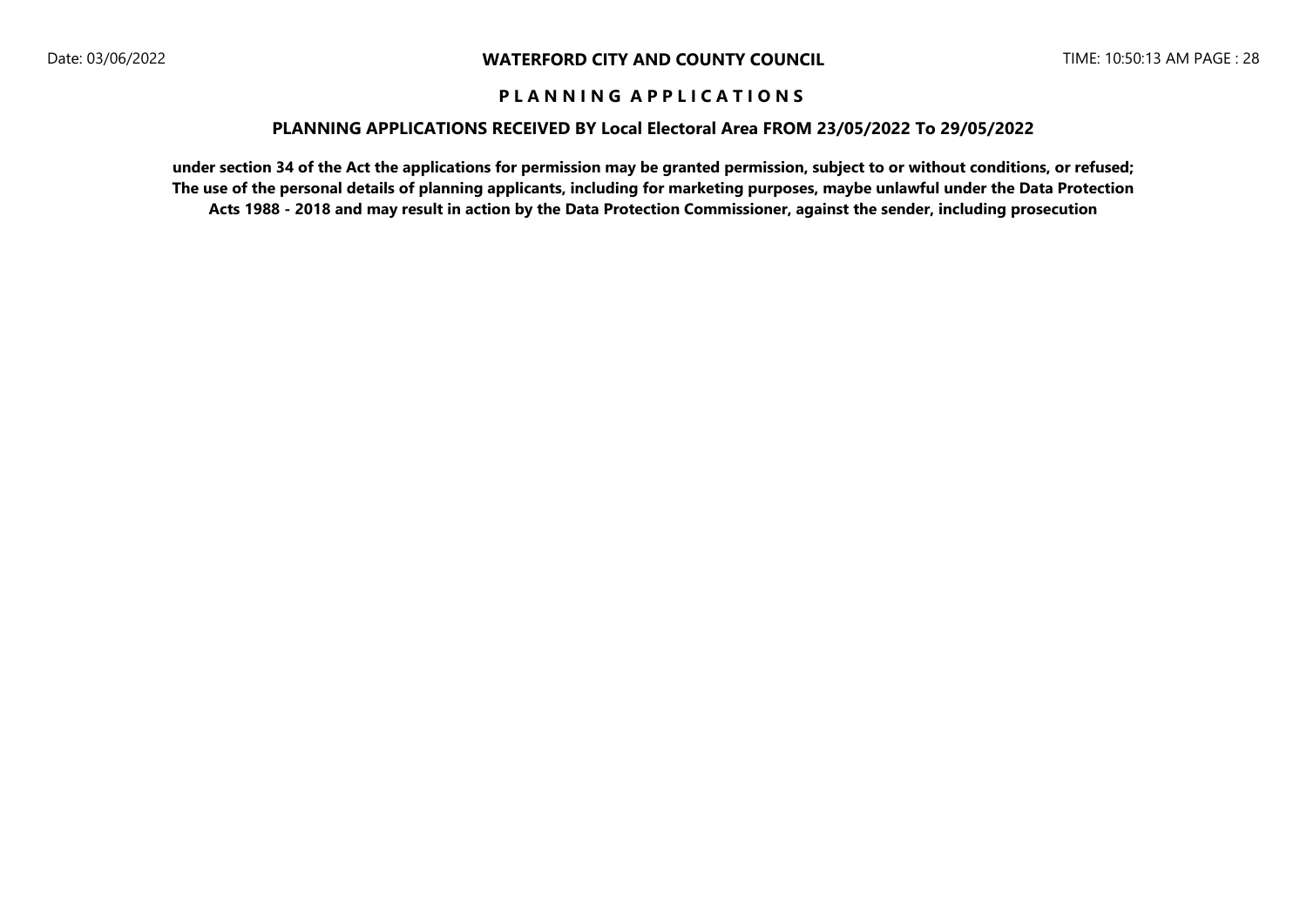# WATERFORD CITY AND COUNTY COUNCIL

## P L A N N I N G   A P P L I C A T I O N S

### PLANNING APPLICATIONS RECEIVED BY Local Electoral Area FROM 23/05/2022 To 29/05/2022

**under section 34 of the Act the applications for permission may be granted permission, subject to or without conditions, or refused; The use of the personal details of planning applicants, including for marketing purposes, maybe unlawful under the Data Protection Acts 1988 - 2018 and may result in action by the Data Protection Commissioner, against the sender, including prosecution**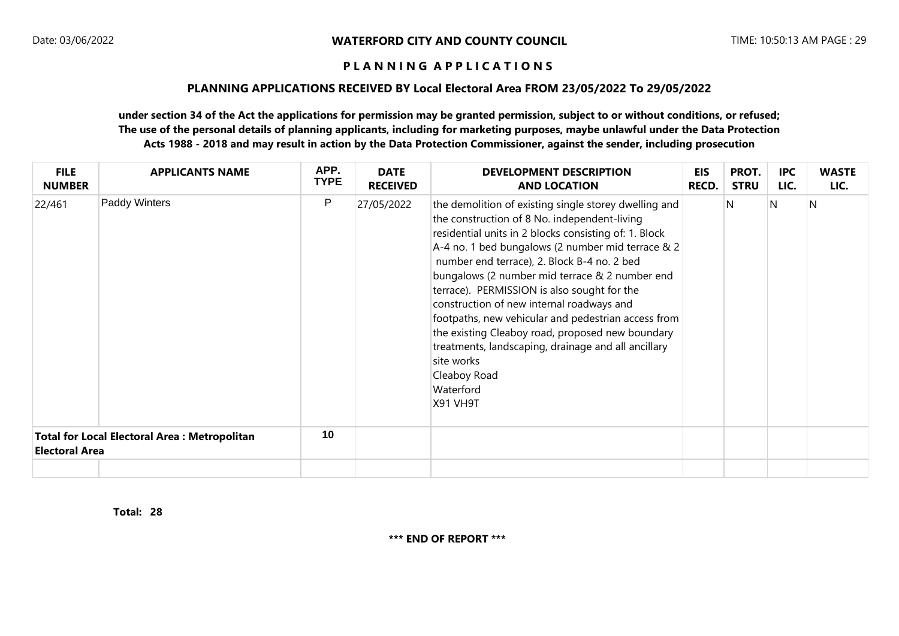# WATERFORD CITY AND COUNTY COUNCIL

## P L A N N I N G   A P P L I C A T I O N S

### PLANNING APPLICATIONS RECEIVED BY Local Electoral Area FROM 23/05/2022 To 29/05/2022

**under section 34 of the Act the applications for permission may be granted permission, subject to or without conditions, or refused; The use of the personal details of planning applicants, including for marketing purposes, maybe unlawful under the Data Protection Acts 1988 - 2018 and may result in action by the Data Protection Commissioner, against the sender, including prosecution**

| FILE NUMBER | APPLICANTS NAME | APP. TYPE | DATE RECEIVED | DEVELOPMENT DESCRIPTION AND LOCATION | EIS RECD. | PROT. STRU | IPC LIC. | WASTE LIC. |
|---|---|---|---|---|---|---|---|---|
| 22/461 | Paddy Winters | P | 27/05/2022 | the demolition of existing single storey dwelling and the construction of 8 No. independent-living residential units in 2 blocks consisting of: 1. Block A-4 no. 1 bed bungalows (2 number mid terrace & 2 number end terrace), 2. Block B-4 no. 2 bed bungalows (2 number mid terrace & 2 number end terrace). PERMISSION is also sought for the construction of new internal roadways and footpaths, new vehicular and pedestrian access from the existing Cleaboy road, proposed new boundary treatments, landscaping, drainage and all ancillary site works<br>Cleaboy Road<br>Waterford<br>X91 VH9T | | N | N | N |
| **Total for Local Electoral Area : Metropolitan Electoral Area** | | **10** | | | | | | |

**Total: 28**

**\*\*\* END OF REPORT \*\*\***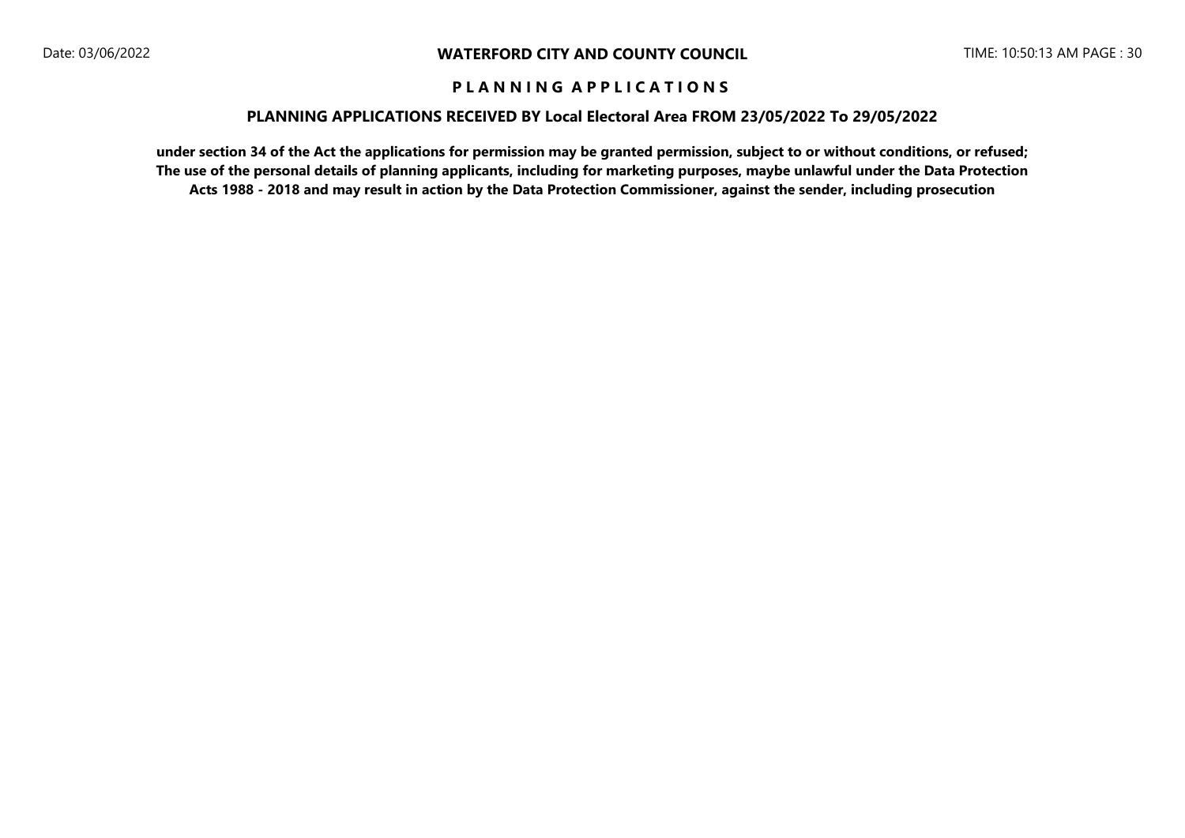# P L A N N I N G   A P P L I C A T I O N S

## PLANNING APPLICATIONS RECEIVED BY Local Electoral Area FROM 23/05/2022 To 29/05/2022

**under section 34 of the Act the applications for permission may be granted permission, subject to or without conditions, or refused; The use of the personal details of planning applicants, including for marketing purposes, maybe unlawful under the Data Protection Acts 1988 - 2018 and may result in action by the Data Protection Commissioner, against the sender, including prosecution**